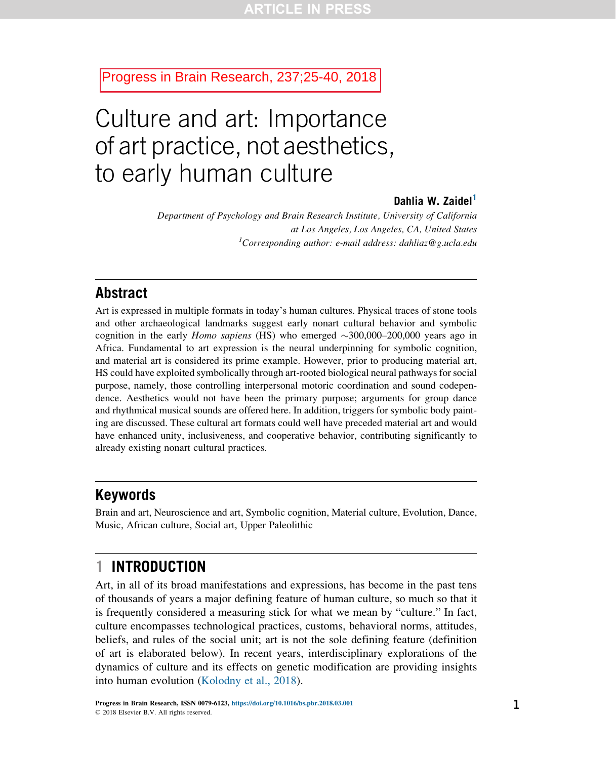Progress in Brain Research, 237;25-40, 2018

# Culture and art: Importance of art practice, not aesthetics, to early human culture

**Dahlia W. Zaidel**[1]

*Department of Psychology and Brain Research Institute, University of California at Los Angeles, Los Angeles, CA, United States*

[1]*Corresponding author: e-mail address: dahliaz@g.ucla.edu*

## Abstract

Art is expressed in multiple formats in today's human cultures. Physical traces of stone tools and other archaeological landmarks suggest early nonart cultural behavior and symbolic cognition in the early *Homo sapiens* (HS) who emerged ~300,000–200,000 years ago in Africa. Fundamental to art expression is the neural underpinning for symbolic cognition, and material art is considered its prime example. However, prior to producing material art, HS could have exploited symbolically through art-rooted biological neural pathways for social purpose, namely, those controlling interpersonal motoric coordination and sound codependence. Aesthetics would not have been the primary purpose; arguments for group dance and rhythmical musical sounds are offered here. In addition, triggers for symbolic body painting are discussed. These cultural art formats could well have preceded material art and would have enhanced unity, inclusiveness, and cooperative behavior, contributing significantly to already existing nonart cultural practices.

## Keywords

Brain and art, Neuroscience and art, Symbolic cognition, Material culture, Evolution, Dance, Music, African culture, Social art, Upper Paleolithic

## 1 INTRODUCTION

Art, in all of its broad manifestations and expressions, has become in the past tens of thousands of years a major defining feature of human culture, so much so that it is frequently considered a measuring stick for what we mean by "culture." In fact, culture encompasses technological practices, customs, behavioral norms, attitudes, beliefs, and rules of the social unit; art is not the sole defining feature (definition of art is elaborated below). In recent years, interdisciplinary explorations of the dynamics of culture and its effects on genetic modification are providing insights into human evolution (Kolodny et al., 2018).

Progress in Brain Research, ISSN 0079-6123, https://doi.org/10.1016/bs.pbr.2018.03.001
© 2018 Elsevier B.V. All rights reserved.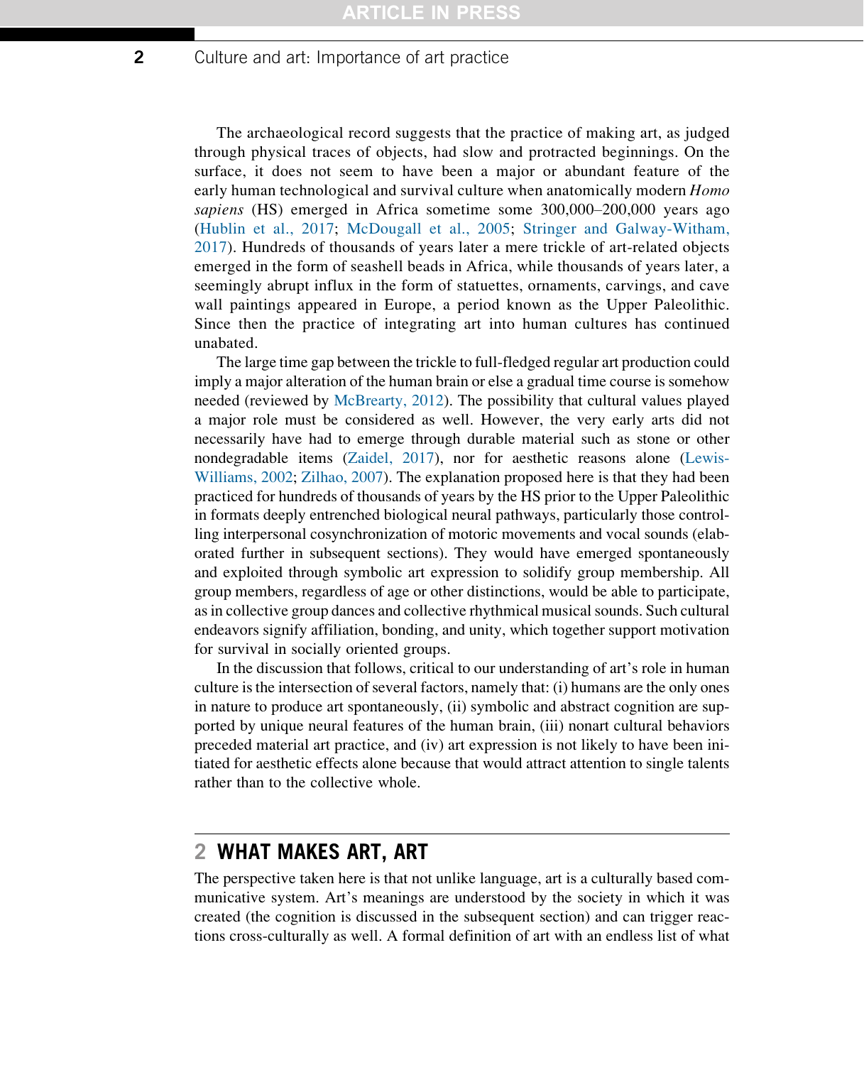The archaeological record suggests that the practice of making art, as judged through physical traces of objects, had slow and protracted beginnings. On the surface, it does not seem to have been a major or abundant feature of the early human technological and survival culture when anatomically modern *Homo sapiens* (HS) emerged in Africa sometime some 300,000–200,000 years ago (Hublin et al., 2017; McDougall et al., 2005; Stringer and Galway-Witham, 2017). Hundreds of thousands of years later a mere trickle of art-related objects emerged in the form of seashell beads in Africa, while thousands of years later, a seemingly abrupt influx in the form of statuettes, ornaments, carvings, and cave wall paintings appeared in Europe, a period known as the Upper Paleolithic. Since then the practice of integrating art into human cultures has continued unabated.

The large time gap between the trickle to full-fledged regular art production could imply a major alteration of the human brain or else a gradual time course is somehow needed (reviewed by McBrearty, 2012). The possibility that cultural values played a major role must be considered as well. However, the very early arts did not necessarily have had to emerge through durable material such as stone or other nondegradable items (Zaidel, 2017), nor for aesthetic reasons alone (Lewis-Williams, 2002; Zilhao, 2007). The explanation proposed here is that they had been practiced for hundreds of thousands of years by the HS prior to the Upper Paleolithic in formats deeply entrenched biological neural pathways, particularly those controlling interpersonal cosynchronization of motoric movements and vocal sounds (elaborated further in subsequent sections). They would have emerged spontaneously and exploited through symbolic art expression to solidify group membership. All group members, regardless of age or other distinctions, would be able to participate, as in collective group dances and collective rhythmical musical sounds. Such cultural endeavors signify affiliation, bonding, and unity, which together support motivation for survival in socially oriented groups.

In the discussion that follows, critical to our understanding of art's role in human culture is the intersection of several factors, namely that: (i) humans are the only ones in nature to produce art spontaneously, (ii) symbolic and abstract cognition are supported by unique neural features of the human brain, (iii) nonart cultural behaviors preceded material art practice, and (iv) art expression is not likely to have been initiated for aesthetic effects alone because that would attract attention to single talents rather than to the collective whole.

## 2 WHAT MAKES ART, ART

The perspective taken here is that not unlike language, art is a culturally based communicative system. Art's meanings are understood by the society in which it was created (the cognition is discussed in the subsequent section) and can trigger reactions cross-culturally as well. A formal definition of art with an endless list of what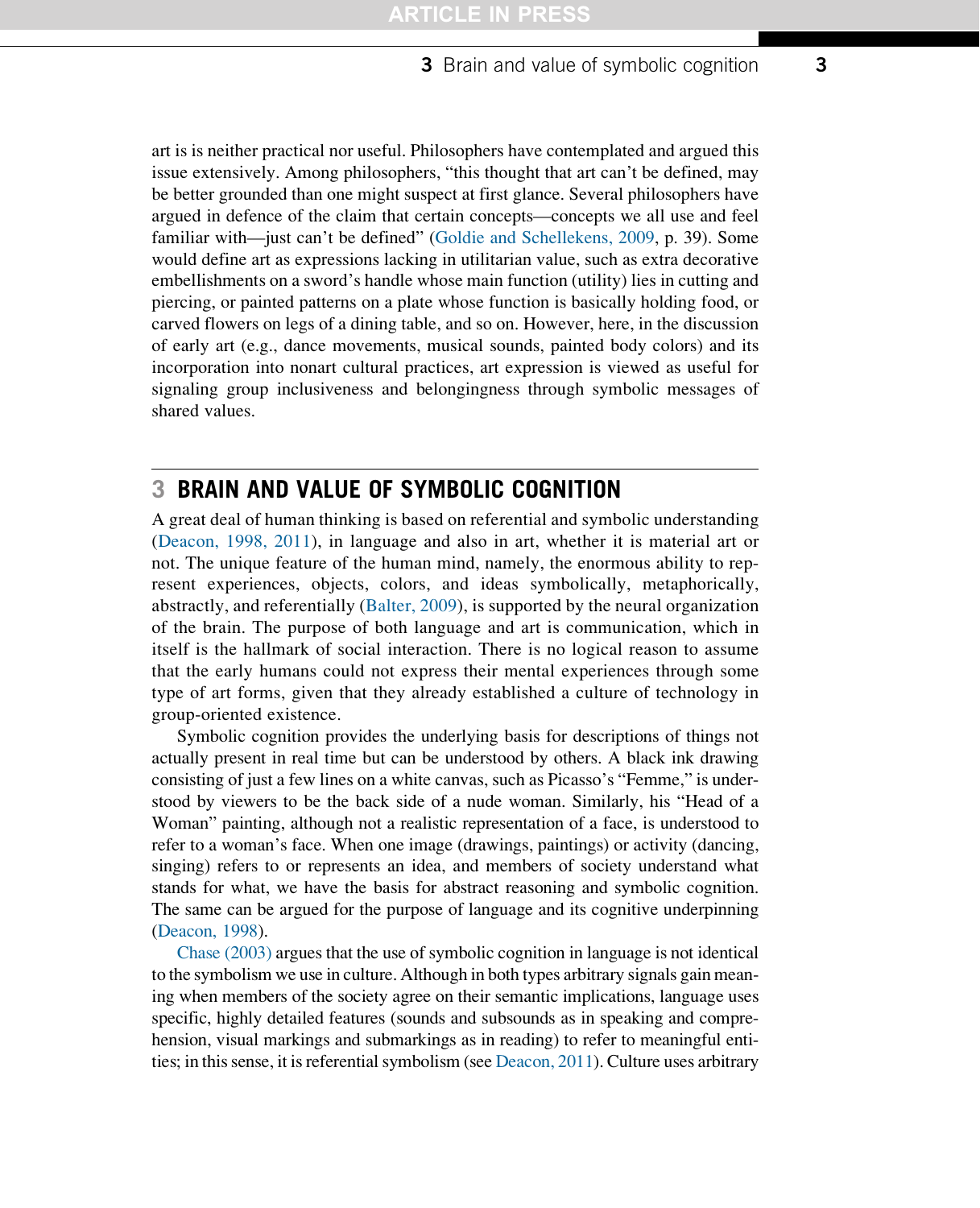art is is neither practical nor useful. Philosophers have contemplated and argued this issue extensively. Among philosophers, "this thought that art can't be defined, may be better grounded than one might suspect at first glance. Several philosophers have argued in defence of the claim that certain concepts—concepts we all use and feel familiar with—just can't be defined" (Goldie and Schellekens, 2009, p. 39). Some would define art as expressions lacking in utilitarian value, such as extra decorative embellishments on a sword's handle whose main function (utility) lies in cutting and piercing, or painted patterns on a plate whose function is basically holding food, or carved flowers on legs of a dining table, and so on. However, here, in the discussion of early art (e.g., dance movements, musical sounds, painted body colors) and its incorporation into nonart cultural practices, art expression is viewed as useful for signaling group inclusiveness and belongingness through symbolic messages of shared values.

## 3 BRAIN AND VALUE OF SYMBOLIC COGNITION

A great deal of human thinking is based on referential and symbolic understanding (Deacon, 1998, 2011), in language and also in art, whether it is material art or not. The unique feature of the human mind, namely, the enormous ability to represent experiences, objects, colors, and ideas symbolically, metaphorically, abstractly, and referentially (Balter, 2009), is supported by the neural organization of the brain. The purpose of both language and art is communication, which in itself is the hallmark of social interaction. There is no logical reason to assume that the early humans could not express their mental experiences through some type of art forms, given that they already established a culture of technology in group-oriented existence.

Symbolic cognition provides the underlying basis for descriptions of things not actually present in real time but can be understood by others. A black ink drawing consisting of just a few lines on a white canvas, such as Picasso's "Femme," is understood by viewers to be the back side of a nude woman. Similarly, his "Head of a Woman" painting, although not a realistic representation of a face, is understood to refer to a woman's face. When one image (drawings, paintings) or activity (dancing, singing) refers to or represents an idea, and members of society understand what stands for what, we have the basis for abstract reasoning and symbolic cognition. The same can be argued for the purpose of language and its cognitive underpinning (Deacon, 1998).

Chase (2003) argues that the use of symbolic cognition in language is not identical to the symbolism we use in culture. Although in both types arbitrary signals gain meaning when members of the society agree on their semantic implications, language uses specific, highly detailed features (sounds and subsounds as in speaking and comprehension, visual markings and submarkings as in reading) to refer to meaningful entities; in this sense, it is referential symbolism (see Deacon, 2011). Culture uses arbitrary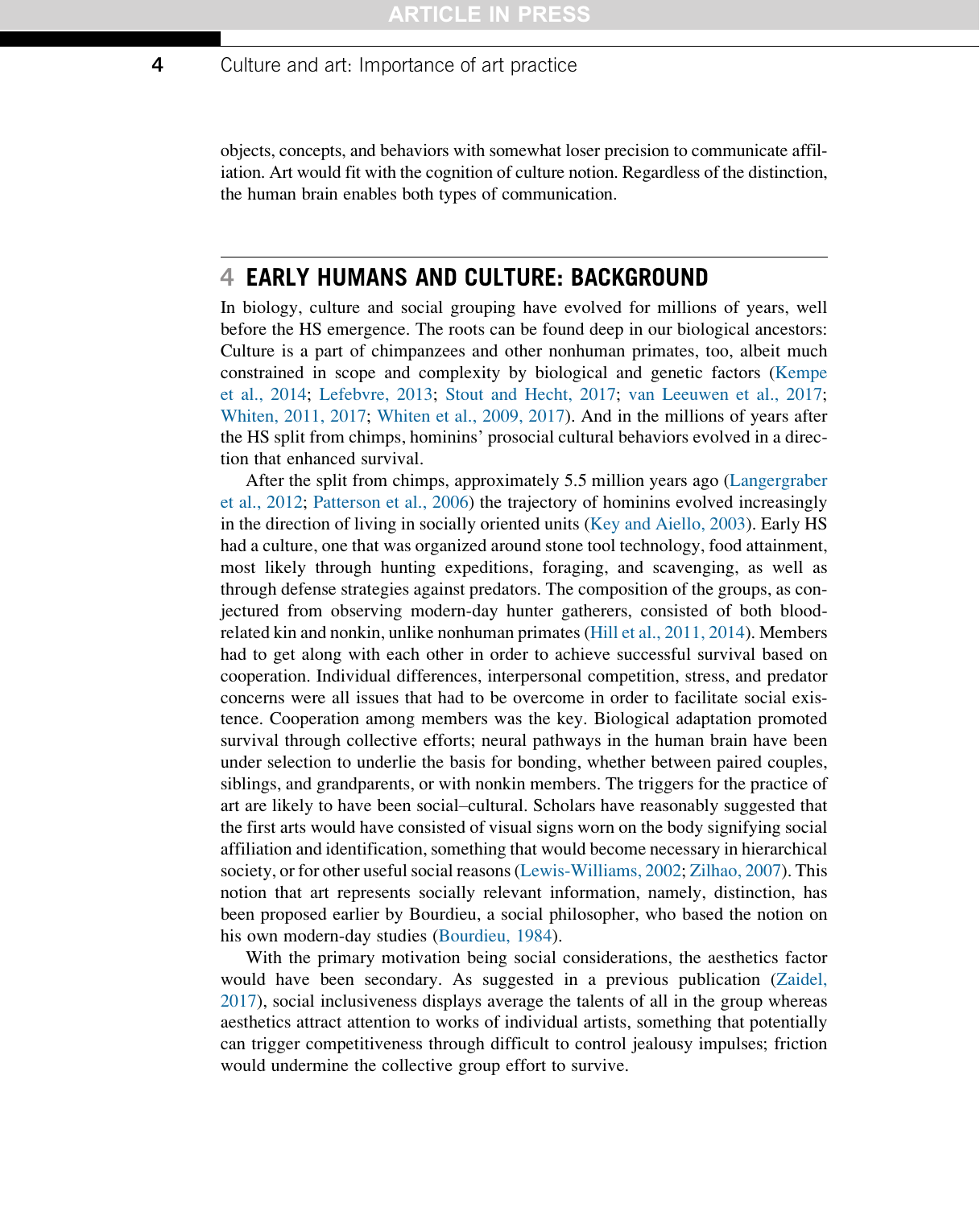objects, concepts, and behaviors with somewhat loser precision to communicate affiliation. Art would fit with the cognition of culture notion. Regardless of the distinction, the human brain enables both types of communication.

## 4 EARLY HUMANS AND CULTURE: BACKGROUND

In biology, culture and social grouping have evolved for millions of years, well before the HS emergence. The roots can be found deep in our biological ancestors: Culture is a part of chimpanzees and other nonhuman primates, too, albeit much constrained in scope and complexity by biological and genetic factors (Kempe et al., 2014; Lefebvre, 2013; Stout and Hecht, 2017; van Leeuwen et al., 2017; Whiten, 2011, 2017; Whiten et al., 2009, 2017). And in the millions of years after the HS split from chimps, hominins' prosocial cultural behaviors evolved in a direction that enhanced survival.

After the split from chimps, approximately 5.5 million years ago (Langergraber et al., 2012; Patterson et al., 2006) the trajectory of hominins evolved increasingly in the direction of living in socially oriented units (Key and Aiello, 2003). Early HS had a culture, one that was organized around stone tool technology, food attainment, most likely through hunting expeditions, foraging, and scavenging, as well as through defense strategies against predators. The composition of the groups, as conjectured from observing modern-day hunter gatherers, consisted of both blood-related kin and nonkin, unlike nonhuman primates (Hill et al., 2011, 2014). Members had to get along with each other in order to achieve successful survival based on cooperation. Individual differences, interpersonal competition, stress, and predator concerns were all issues that had to be overcome in order to facilitate social existence. Cooperation among members was the key. Biological adaptation promoted survival through collective efforts; neural pathways in the human brain have been under selection to underlie the basis for bonding, whether between paired couples, siblings, and grandparents, or with nonkin members. The triggers for the practice of art are likely to have been social–cultural. Scholars have reasonably suggested that the first arts would have consisted of visual signs worn on the body signifying social affiliation and identification, something that would become necessary in hierarchical society, or for other useful social reasons (Lewis-Williams, 2002; Zilhao, 2007). This notion that art represents socially relevant information, namely, distinction, has been proposed earlier by Bourdieu, a social philosopher, who based the notion on his own modern-day studies (Bourdieu, 1984).

With the primary motivation being social considerations, the aesthetics factor would have been secondary. As suggested in a previous publication (Zaidel, 2017), social inclusiveness displays average the talents of all in the group whereas aesthetics attract attention to works of individual artists, something that potentially can trigger competitiveness through difficult to control jealousy impulses; friction would undermine the collective group effort to survive.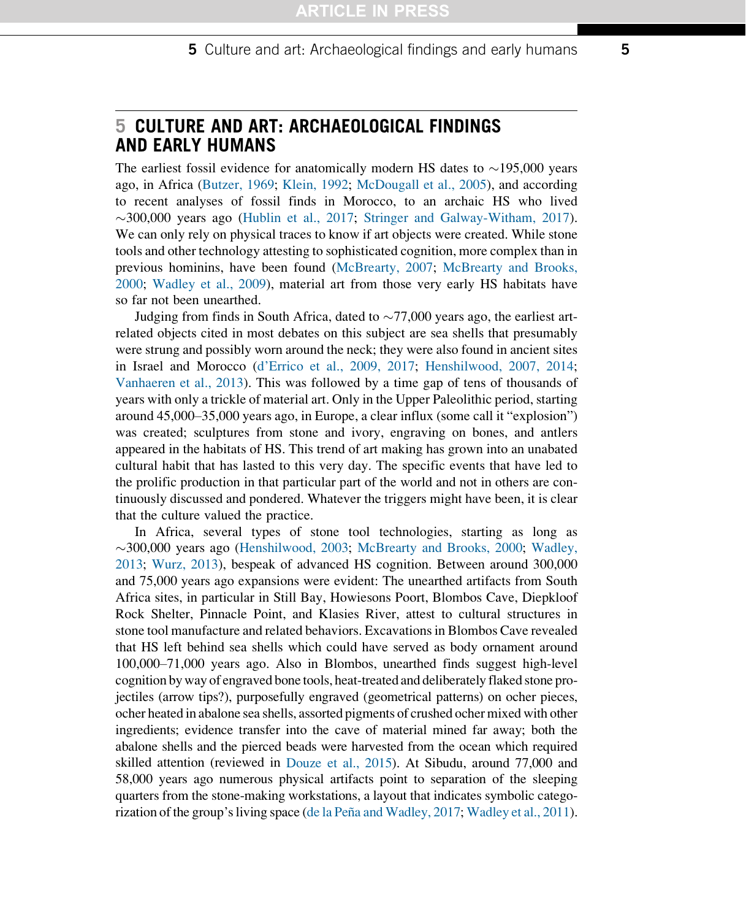## 5 CULTURE AND ART: ARCHAEOLOGICAL FINDINGS AND EARLY HUMANS

The earliest fossil evidence for anatomically modern HS dates to ~195,000 years ago, in Africa (Butzer, 1969; Klein, 1992; McDougall et al., 2005), and according to recent analyses of fossil finds in Morocco, to an archaic HS who lived ~300,000 years ago (Hublin et al., 2017; Stringer and Galway-Witham, 2017). We can only rely on physical traces to know if art objects were created. While stone tools and other technology attesting to sophisticated cognition, more complex than in previous hominins, have been found (McBrearty, 2007; McBrearty and Brooks, 2000; Wadley et al., 2009), material art from those very early HS habitats have so far not been unearthed.

Judging from finds in South Africa, dated to ~77,000 years ago, the earliest art-related objects cited in most debates on this subject are sea shells that presumably were strung and possibly worn around the neck; they were also found in ancient sites in Israel and Morocco (d'Errico et al., 2009, 2017; Henshilwood, 2007, 2014; Vanhaeren et al., 2013). This was followed by a time gap of tens of thousands of years with only a trickle of material art. Only in the Upper Paleolithic period, starting around 45,000–35,000 years ago, in Europe, a clear influx (some call it "explosion") was created; sculptures from stone and ivory, engraving on bones, and antlers appeared in the habitats of HS. This trend of art making has grown into an unabated cultural habit that has lasted to this very day. The specific events that have led to the prolific production in that particular part of the world and not in others are continuously discussed and pondered. Whatever the triggers might have been, it is clear that the culture valued the practice.

In Africa, several types of stone tool technologies, starting as long as ~300,000 years ago (Henshilwood, 2003; McBrearty and Brooks, 2000; Wadley, 2013; Wurz, 2013), bespeak of advanced HS cognition. Between around 300,000 and 75,000 years ago expansions were evident: The unearthed artifacts from South Africa sites, in particular in Still Bay, Howiesons Poort, Blombos Cave, Diepkloof Rock Shelter, Pinnacle Point, and Klasies River, attest to cultural structures in stone tool manufacture and related behaviors. Excavations in Blombos Cave revealed that HS left behind sea shells which could have served as body ornament around 100,000–71,000 years ago. Also in Blombos, unearthed finds suggest high-level cognition by way of engraved bone tools, heat-treated and deliberately flaked stone projectiles (arrow tips?), purposefully engraved (geometrical patterns) on ocher pieces, ocher heated in abalone sea shells, assorted pigments of crushed ocher mixed with other ingredients; evidence transfer into the cave of material mined far away; both the abalone shells and the pierced beads were harvested from the ocean which required skilled attention (reviewed in Douze et al., 2015). At Sibudu, around 77,000 and 58,000 years ago numerous physical artifacts point to separation of the sleeping quarters from the stone-making workstations, a layout that indicates symbolic categorization of the group's living space (de la Peña and Wadley, 2017; Wadley et al., 2011).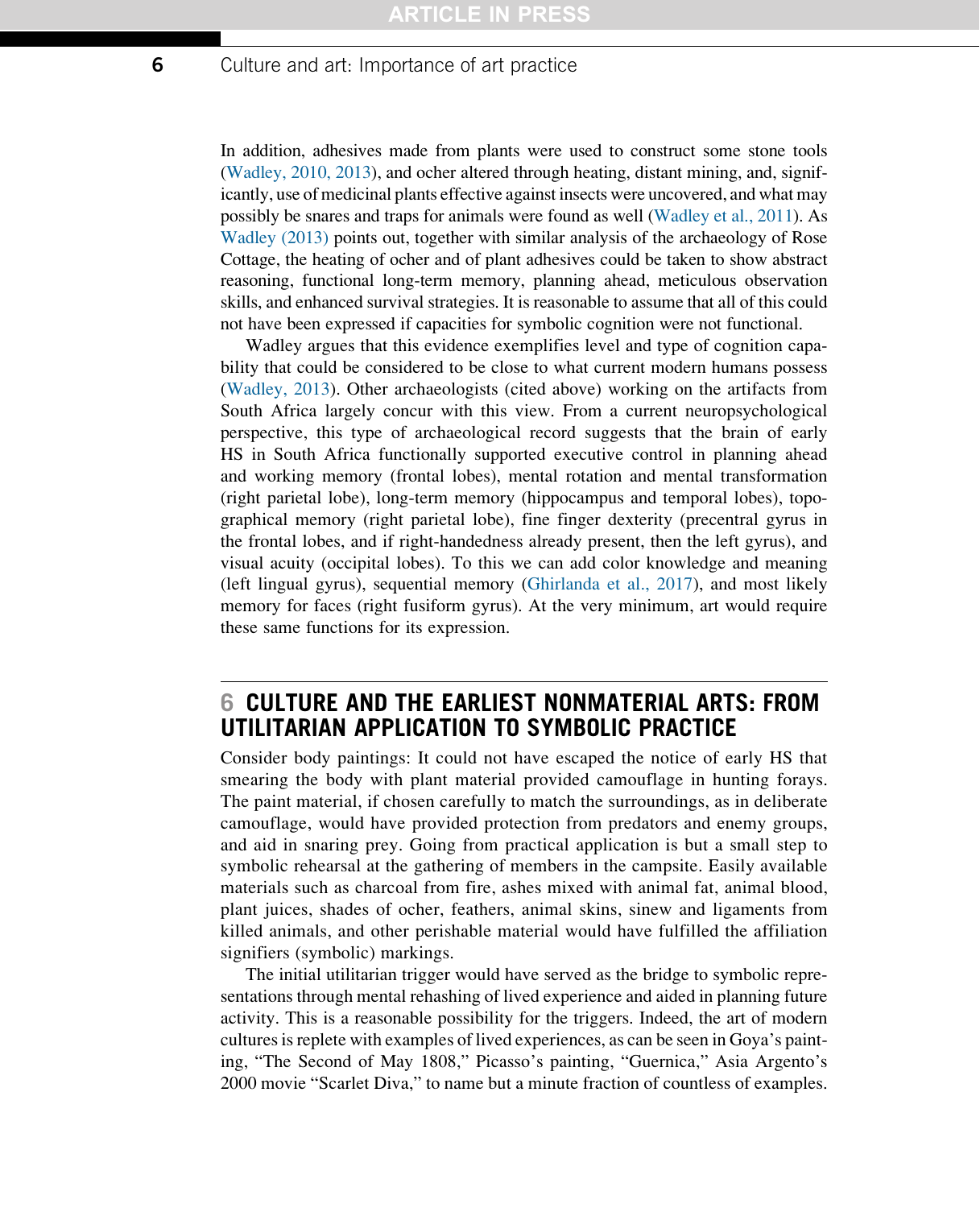In addition, adhesives made from plants were used to construct some stone tools (Wadley, 2010, 2013), and ocher altered through heating, distant mining, and, significantly, use of medicinal plants effective against insects were uncovered, and what may possibly be snares and traps for animals were found as well (Wadley et al., 2011). As Wadley (2013) points out, together with similar analysis of the archaeology of Rose Cottage, the heating of ocher and of plant adhesives could be taken to show abstract reasoning, functional long-term memory, planning ahead, meticulous observation skills, and enhanced survival strategies. It is reasonable to assume that all of this could not have been expressed if capacities for symbolic cognition were not functional.

Wadley argues that this evidence exemplifies level and type of cognition capability that could be considered to be close to what current modern humans possess (Wadley, 2013). Other archaeologists (cited above) working on the artifacts from South Africa largely concur with this view. From a current neuropsychological perspective, this type of archaeological record suggests that the brain of early HS in South Africa functionally supported executive control in planning ahead and working memory (frontal lobes), mental rotation and mental transformation (right parietal lobe), long-term memory (hippocampus and temporal lobes), topographical memory (right parietal lobe), fine finger dexterity (precentral gyrus in the frontal lobes, and if right-handedness already present, then the left gyrus), and visual acuity (occipital lobes). To this we can add color knowledge and meaning (left lingual gyrus), sequential memory (Ghirlanda et al., 2017), and most likely memory for faces (right fusiform gyrus). At the very minimum, art would require these same functions for its expression.

## 6 CULTURE AND THE EARLIEST NONMATERIAL ARTS: FROM UTILITARIAN APPLICATION TO SYMBOLIC PRACTICE

Consider body paintings: It could not have escaped the notice of early HS that smearing the body with plant material provided camouflage in hunting forays. The paint material, if chosen carefully to match the surroundings, as in deliberate camouflage, would have provided protection from predators and enemy groups, and aid in snaring prey. Going from practical application is but a small step to symbolic rehearsal at the gathering of members in the campsite. Easily available materials such as charcoal from fire, ashes mixed with animal fat, animal blood, plant juices, shades of ocher, feathers, animal skins, sinew and ligaments from killed animals, and other perishable material would have fulfilled the affiliation signifiers (symbolic) markings.

The initial utilitarian trigger would have served as the bridge to symbolic representations through mental rehashing of lived experience and aided in planning future activity. This is a reasonable possibility for the triggers. Indeed, the art of modern cultures is replete with examples of lived experiences, as can be seen in Goya's painting, "The Second of May 1808," Picasso's painting, "Guernica," Asia Argento's 2000 movie "Scarlet Diva," to name but a minute fraction of countless of examples.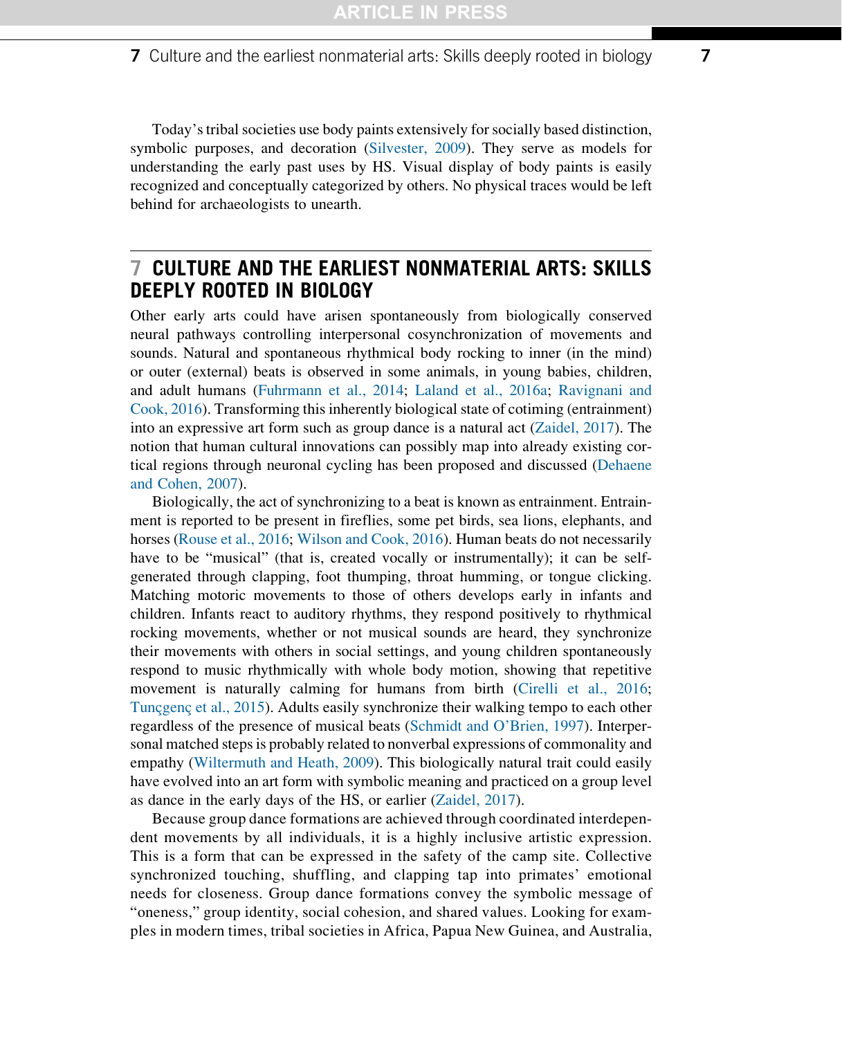Today's tribal societies use body paints extensively for socially based distinction, symbolic purposes, and decoration (Silvester, 2009). They serve as models for understanding the early past uses by HS. Visual display of body paints is easily recognized and conceptually categorized by others. No physical traces would be left behind for archaeologists to unearth.

## 7 CULTURE AND THE EARLIEST NONMATERIAL ARTS: SKILLS DEEPLY ROOTED IN BIOLOGY

Other early arts could have arisen spontaneously from biologically conserved neural pathways controlling interpersonal cosynchronization of movements and sounds. Natural and spontaneous rhythmical body rocking to inner (in the mind) or outer (external) beats is observed in some animals, in young babies, children, and adult humans (Fuhrmann et al., 2014; Laland et al., 2016a; Ravignani and Cook, 2016). Transforming this inherently biological state of cotiming (entrainment) into an expressive art form such as group dance is a natural act (Zaidel, 2017). The notion that human cultural innovations can possibly map into already existing cortical regions through neuronal cycling has been proposed and discussed (Dehaene and Cohen, 2007).

Biologically, the act of synchronizing to a beat is known as entrainment. Entrainment is reported to be present in fireflies, some pet birds, sea lions, elephants, and horses (Rouse et al., 2016; Wilson and Cook, 2016). Human beats do not necessarily have to be "musical" (that is, created vocally or instrumentally); it can be self-generated through clapping, foot thumping, throat humming, or tongue clicking. Matching motoric movements to those of others develops early in infants and children. Infants react to auditory rhythms, they respond positively to rhythmical rocking movements, whether or not musical sounds are heard, they synchronize their movements with others in social settings, and young children spontaneously respond to music rhythmically with whole body motion, showing that repetitive movement is naturally calming for humans from birth (Cirelli et al., 2016; Tunçgenç et al., 2015). Adults easily synchronize their walking tempo to each other regardless of the presence of musical beats (Schmidt and O'Brien, 1997). Interpersonal matched steps is probably related to nonverbal expressions of commonality and empathy (Wiltermuth and Heath, 2009). This biologically natural trait could easily have evolved into an art form with symbolic meaning and practiced on a group level as dance in the early days of the HS, or earlier (Zaidel, 2017).

Because group dance formations are achieved through coordinated interdependent movements by all individuals, it is a highly inclusive artistic expression. This is a form that can be expressed in the safety of the camp site. Collective synchronized touching, shuffling, and clapping tap into primates' emotional needs for closeness. Group dance formations convey the symbolic message of "oneness," group identity, social cohesion, and shared values. Looking for examples in modern times, tribal societies in Africa, Papua New Guinea, and Australia,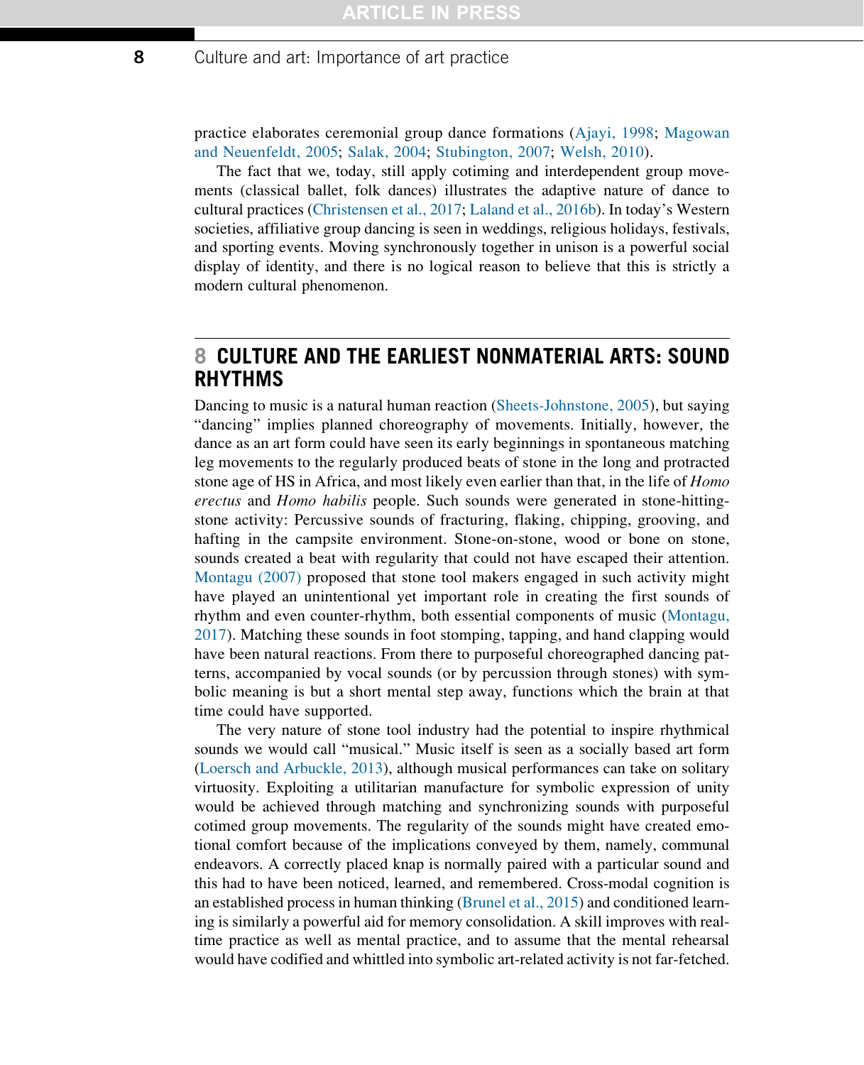practice elaborates ceremonial group dance formations (Ajayi, 1998; Magowan and Neuenfeldt, 2005; Salak, 2004; Stubington, 2007; Welsh, 2010).

The fact that we, today, still apply cotiming and interdependent group movements (classical ballet, folk dances) illustrates the adaptive nature of dance to cultural practices (Christensen et al., 2017; Laland et al., 2016b). In today's Western societies, affiliative group dancing is seen in weddings, religious holidays, festivals, and sporting events. Moving synchronously together in unison is a powerful social display of identity, and there is no logical reason to believe that this is strictly a modern cultural phenomenon.

## 8 CULTURE AND THE EARLIEST NONMATERIAL ARTS: SOUND RHYTHMS

Dancing to music is a natural human reaction (Sheets-Johnstone, 2005), but saying "dancing" implies planned choreography of movements. Initially, however, the dance as an art form could have seen its early beginnings in spontaneous matching leg movements to the regularly produced beats of stone in the long and protracted stone age of HS in Africa, and most likely even earlier than that, in the life of *Homo erectus* and *Homo habilis* people. Such sounds were generated in stone-hitting-stone activity: Percussive sounds of fracturing, flaking, chipping, grooving, and hafting in the campsite environment. Stone-on-stone, wood or bone on stone, sounds created a beat with regularity that could not have escaped their attention. Montagu (2007) proposed that stone tool makers engaged in such activity might have played an unintentional yet important role in creating the first sounds of rhythm and even counter-rhythm, both essential components of music (Montagu, 2017). Matching these sounds in foot stomping, tapping, and hand clapping would have been natural reactions. From there to purposeful choreographed dancing patterns, accompanied by vocal sounds (or by percussion through stones) with symbolic meaning is but a short mental step away, functions which the brain at that time could have supported.

The very nature of stone tool industry had the potential to inspire rhythmical sounds we would call "musical." Music itself is seen as a socially based art form (Loersch and Arbuckle, 2013), although musical performances can take on solitary virtuosity. Exploiting a utilitarian manufacture for symbolic expression of unity would be achieved through matching and synchronizing sounds with purposeful cotimed group movements. The regularity of the sounds might have created emotional comfort because of the implications conveyed by them, namely, communal endeavors. A correctly placed knap is normally paired with a particular sound and this had to have been noticed, learned, and remembered. Cross-modal cognition is an established process in human thinking (Brunel et al., 2015) and conditioned learning is similarly a powerful aid for memory consolidation. A skill improves with real-time practice as well as mental practice, and to assume that the mental rehearsal would have codified and whittled into symbolic art-related activity is not far-fetched.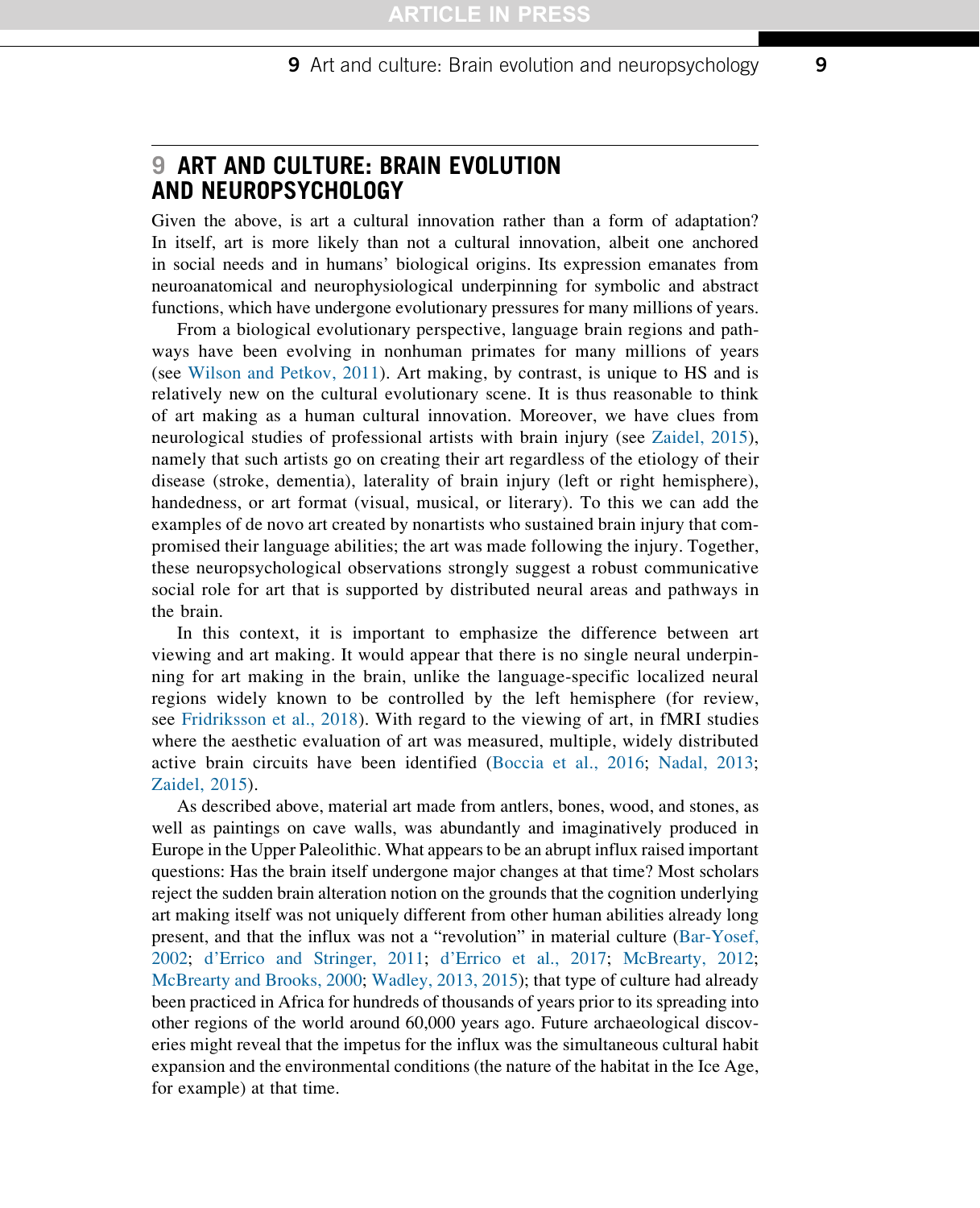# 9 ART AND CULTURE: BRAIN EVOLUTION AND NEUROPSYCHOLOGY

Given the above, is art a cultural innovation rather than a form of adaptation? In itself, art is more likely than not a cultural innovation, albeit one anchored in social needs and in humans' biological origins. Its expression emanates from neuroanatomical and neurophysiological underpinning for symbolic and abstract functions, which have undergone evolutionary pressures for many millions of years.

From a biological evolutionary perspective, language brain regions and pathways have been evolving in nonhuman primates for many millions of years (see Wilson and Petkov, 2011). Art making, by contrast, is unique to HS and is relatively new on the cultural evolutionary scene. It is thus reasonable to think of art making as a human cultural innovation. Moreover, we have clues from neurological studies of professional artists with brain injury (see Zaidel, 2015), namely that such artists go on creating their art regardless of the etiology of their disease (stroke, dementia), laterality of brain injury (left or right hemisphere), handedness, or art format (visual, musical, or literary). To this we can add the examples of de novo art created by nonartists who sustained brain injury that compromised their language abilities; the art was made following the injury. Together, these neuropsychological observations strongly suggest a robust communicative social role for art that is supported by distributed neural areas and pathways in the brain.

In this context, it is important to emphasize the difference between art viewing and art making. It would appear that there is no single neural underpinning for art making in the brain, unlike the language-specific localized neural regions widely known to be controlled by the left hemisphere (for review, see Fridriksson et al., 2018). With regard to the viewing of art, in fMRI studies where the aesthetic evaluation of art was measured, multiple, widely distributed active brain circuits have been identified (Boccia et al., 2016; Nadal, 2013; Zaidel, 2015).

As described above, material art made from antlers, bones, wood, and stones, as well as paintings on cave walls, was abundantly and imaginatively produced in Europe in the Upper Paleolithic. What appears to be an abrupt influx raised important questions: Has the brain itself undergone major changes at that time? Most scholars reject the sudden brain alteration notion on the grounds that the cognition underlying art making itself was not uniquely different from other human abilities already long present, and that the influx was not a "revolution" in material culture (Bar-Yosef, 2002; d'Errico and Stringer, 2011; d'Errico et al., 2017; McBrearty, 2012; McBrearty and Brooks, 2000; Wadley, 2013, 2015); that type of culture had already been practiced in Africa for hundreds of thousands of years prior to its spreading into other regions of the world around 60,000 years ago. Future archaeological discoveries might reveal that the impetus for the influx was the simultaneous cultural habit expansion and the environmental conditions (the nature of the habitat in the Ice Age, for example) at that time.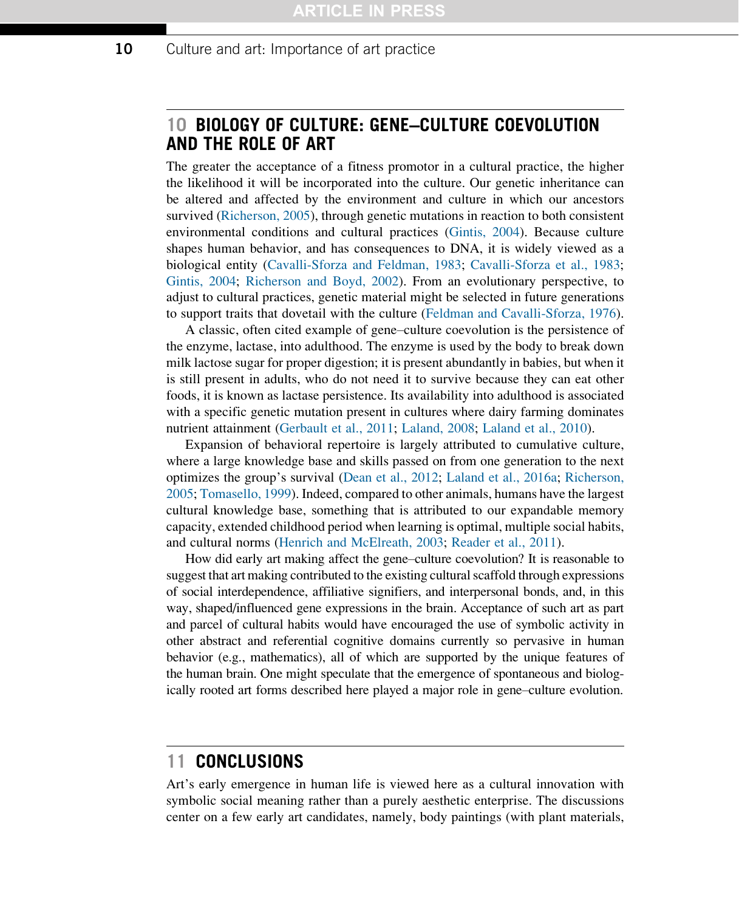## 10 BIOLOGY OF CULTURE: GENE–CULTURE COEVOLUTION AND THE ROLE OF ART

The greater the acceptance of a fitness promotor in a cultural practice, the higher the likelihood it will be incorporated into the culture. Our genetic inheritance can be altered and affected by the environment and culture in which our ancestors survived (Richerson, 2005), through genetic mutations in reaction to both consistent environmental conditions and cultural practices (Gintis, 2004). Because culture shapes human behavior, and has consequences to DNA, it is widely viewed as a biological entity (Cavalli-Sforza and Feldman, 1983; Cavalli-Sforza et al., 1983; Gintis, 2004; Richerson and Boyd, 2002). From an evolutionary perspective, to adjust to cultural practices, genetic material might be selected in future generations to support traits that dovetail with the culture (Feldman and Cavalli-Sforza, 1976).

A classic, often cited example of gene–culture coevolution is the persistence of the enzyme, lactase, into adulthood. The enzyme is used by the body to break down milk lactose sugar for proper digestion; it is present abundantly in babies, but when it is still present in adults, who do not need it to survive because they can eat other foods, it is known as lactase persistence. Its availability into adulthood is associated with a specific genetic mutation present in cultures where dairy farming dominates nutrient attainment (Gerbault et al., 2011; Laland, 2008; Laland et al., 2010).

Expansion of behavioral repertoire is largely attributed to cumulative culture, where a large knowledge base and skills passed on from one generation to the next optimizes the group's survival (Dean et al., 2012; Laland et al., 2016a; Richerson, 2005; Tomasello, 1999). Indeed, compared to other animals, humans have the largest cultural knowledge base, something that is attributed to our expandable memory capacity, extended childhood period when learning is optimal, multiple social habits, and cultural norms (Henrich and McElreath, 2003; Reader et al., 2011).

How did early art making affect the gene–culture coevolution? It is reasonable to suggest that art making contributed to the existing cultural scaffold through expressions of social interdependence, affiliative signifiers, and interpersonal bonds, and, in this way, shaped/influenced gene expressions in the brain. Acceptance of such art as part and parcel of cultural habits would have encouraged the use of symbolic activity in other abstract and referential cognitive domains currently so pervasive in human behavior (e.g., mathematics), all of which are supported by the unique features of the human brain. One might speculate that the emergence of spontaneous and biologically rooted art forms described here played a major role in gene–culture evolution.

## 11 CONCLUSIONS

Art's early emergence in human life is viewed here as a cultural innovation with symbolic social meaning rather than a purely aesthetic enterprise. The discussions center on a few early art candidates, namely, body paintings (with plant materials,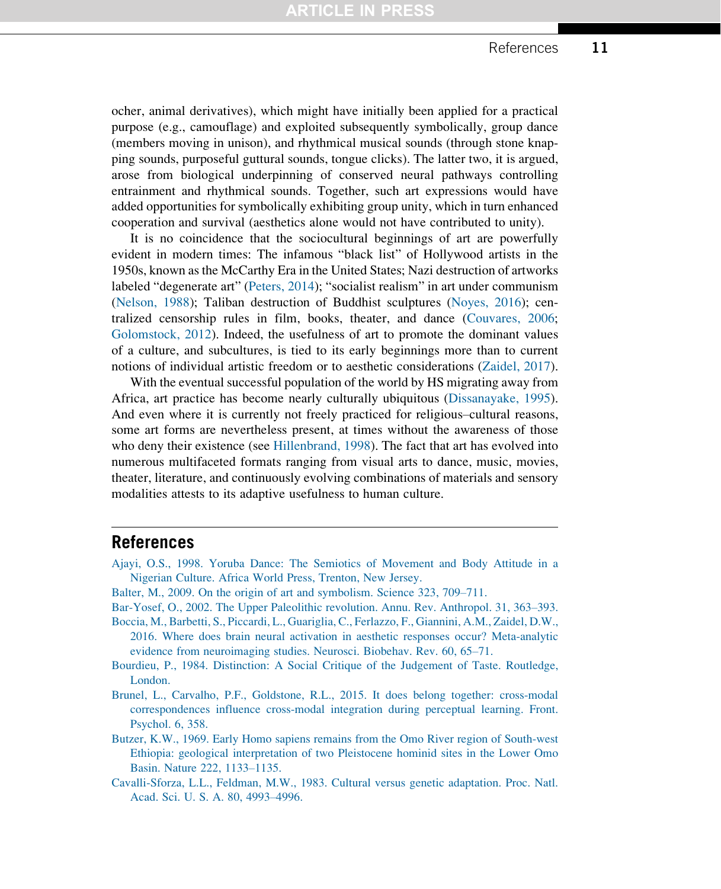ocher, animal derivatives), which might have initially been applied for a practical purpose (e.g., camouflage) and exploited subsequently symbolically, group dance (members moving in unison), and rhythmical musical sounds (through stone knapping sounds, purposeful guttural sounds, tongue clicks). The latter two, it is argued, arose from biological underpinning of conserved neural pathways controlling entrainment and rhythmical sounds. Together, such art expressions would have added opportunities for symbolically exhibiting group unity, which in turn enhanced cooperation and survival (aesthetics alone would not have contributed to unity).

It is no coincidence that the sociocultural beginnings of art are powerfully evident in modern times: The infamous "black list" of Hollywood artists in the 1950s, known as the McCarthy Era in the United States; Nazi destruction of artworks labeled "degenerate art" (Peters, 2014); "socialist realism" in art under communism (Nelson, 1988); Taliban destruction of Buddhist sculptures (Noyes, 2016); centralized censorship rules in film, books, theater, and dance (Couvares, 2006; Golomstock, 2012). Indeed, the usefulness of art to promote the dominant values of a culture, and subcultures, is tied to its early beginnings more than to current notions of individual artistic freedom or to aesthetic considerations (Zaidel, 2017).

With the eventual successful population of the world by HS migrating away from Africa, art practice has become nearly culturally ubiquitous (Dissanayake, 1995). And even where it is currently not freely practiced for religious–cultural reasons, some art forms are nevertheless present, at times without the awareness of those who deny their existence (see Hillenbrand, 1998). The fact that art has evolved into numerous multifaceted formats ranging from visual arts to dance, music, movies, theater, literature, and continuously evolving combinations of materials and sensory modalities attests to its adaptive usefulness to human culture.

## References

Ajayi, O.S., 1998. Yoruba Dance: The Semiotics of Movement and Body Attitude in a Nigerian Culture. Africa World Press, Trenton, New Jersey.

Balter, M., 2009. On the origin of art and symbolism. Science 323, 709–711.

Bar-Yosef, O., 2002. The Upper Paleolithic revolution. Annu. Rev. Anthropol. 31, 363–393.

Boccia, M., Barbetti, S., Piccardi, L., Guariglia, C., Ferlazzo, F., Giannini, A.M., Zaidel, D.W., 2016. Where does brain neural activation in aesthetic responses occur? Meta-analytic evidence from neuroimaging studies. Neurosci. Biobehav. Rev. 60, 65–71.

Bourdieu, P., 1984. Distinction: A Social Critique of the Judgement of Taste. Routledge, London.

Brunel, L., Carvalho, P.F., Goldstone, R.L., 2015. It does belong together: cross-modal correspondences influence cross-modal integration during perceptual learning. Front. Psychol. 6, 358.

Butzer, K.W., 1969. Early Homo sapiens remains from the Omo River region of South-west Ethiopia: geological interpretation of two Pleistocene hominid sites in the Lower Omo Basin. Nature 222, 1133–1135.

Cavalli-Sforza, L.L., Feldman, M.W., 1983. Cultural versus genetic adaptation. Proc. Natl. Acad. Sci. U. S. A. 80, 4993–4996.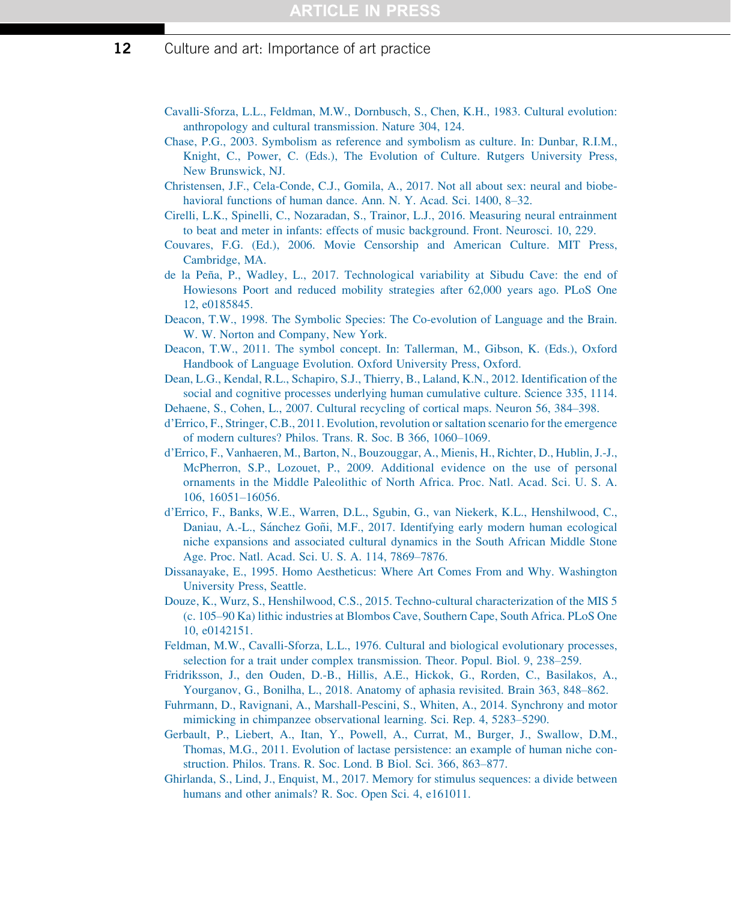Cavalli-Sforza, L.L., Feldman, M.W., Dornbusch, S., Chen, K.H., 1983. Cultural evolution: anthropology and cultural transmission. Nature 304, 124.

Chase, P.G., 2003. Symbolism as reference and symbolism as culture. In: Dunbar, R.I.M., Knight, C., Power, C. (Eds.), The Evolution of Culture. Rutgers University Press, New Brunswick, NJ.

Christensen, J.F., Cela-Conde, C.J., Gomila, A., 2017. Not all about sex: neural and biobehavioral functions of human dance. Ann. N. Y. Acad. Sci. 1400, 8–32.

Cirelli, L.K., Spinelli, C., Nozaradan, S., Trainor, L.J., 2016. Measuring neural entrainment to beat and meter in infants: effects of music background. Front. Neurosci. 10, 229.

Couvares, F.G. (Ed.), 2006. Movie Censorship and American Culture. MIT Press, Cambridge, MA.

de la Peña, P., Wadley, L., 2017. Technological variability at Sibudu Cave: the end of Howiesons Poort and reduced mobility strategies after 62,000 years ago. PLoS One 12, e0185845.

Deacon, T.W., 1998. The Symbolic Species: The Co-evolution of Language and the Brain. W. W. Norton and Company, New York.

Deacon, T.W., 2011. The symbol concept. In: Tallerman, M., Gibson, K. (Eds.), Oxford Handbook of Language Evolution. Oxford University Press, Oxford.

Dean, L.G., Kendal, R.L., Schapiro, S.J., Thierry, B., Laland, K.N., 2012. Identification of the social and cognitive processes underlying human cumulative culture. Science 335, 1114.

Dehaene, S., Cohen, L., 2007. Cultural recycling of cortical maps. Neuron 56, 384–398.

d'Errico, F., Stringer, C.B., 2011. Evolution, revolution or saltation scenario for the emergence of modern cultures? Philos. Trans. R. Soc. B 366, 1060–1069.

d'Errico, F., Vanhaeren, M., Barton, N., Bouzouggar, A., Mienis, H., Richter, D., Hublin, J.-J., McPherron, S.P., Lozouet, P., 2009. Additional evidence on the use of personal ornaments in the Middle Paleolithic of North Africa. Proc. Natl. Acad. Sci. U. S. A. 106, 16051–16056.

d'Errico, F., Banks, W.E., Warren, D.L., Sgubin, G., van Niekerk, K.L., Henshilwood, C., Daniau, A.-L., Sánchez Goñi, M.F., 2017. Identifying early modern human ecological niche expansions and associated cultural dynamics in the South African Middle Stone Age. Proc. Natl. Acad. Sci. U. S. A. 114, 7869–7876.

Dissanayake, E., 1995. Homo Aestheticus: Where Art Comes From and Why. Washington University Press, Seattle.

Douze, K., Wurz, S., Henshilwood, C.S., 2015. Techno-cultural characterization of the MIS 5 (c. 105–90 Ka) lithic industries at Blombos Cave, Southern Cape, South Africa. PLoS One 10, e0142151.

Feldman, M.W., Cavalli-Sforza, L.L., 1976. Cultural and biological evolutionary processes, selection for a trait under complex transmission. Theor. Popul. Biol. 9, 238–259.

Fridriksson, J., den Ouden, D.-B., Hillis, A.E., Hickok, G., Rorden, C., Basilakos, A., Yourganov, G., Bonilha, L., 2018. Anatomy of aphasia revisited. Brain 363, 848–862.

Fuhrmann, D., Ravignani, A., Marshall-Pescini, S., Whiten, A., 2014. Synchrony and motor mimicking in chimpanzee observational learning. Sci. Rep. 4, 5283–5290.

Gerbault, P., Liebert, A., Itan, Y., Powell, A., Currat, M., Burger, J., Swallow, D.M., Thomas, M.G., 2011. Evolution of lactase persistence: an example of human niche construction. Philos. Trans. R. Soc. Lond. B Biol. Sci. 366, 863–877.

Ghirlanda, S., Lind, J., Enquist, M., 2017. Memory for stimulus sequences: a divide between humans and other animals? R. Soc. Open Sci. 4, e161011.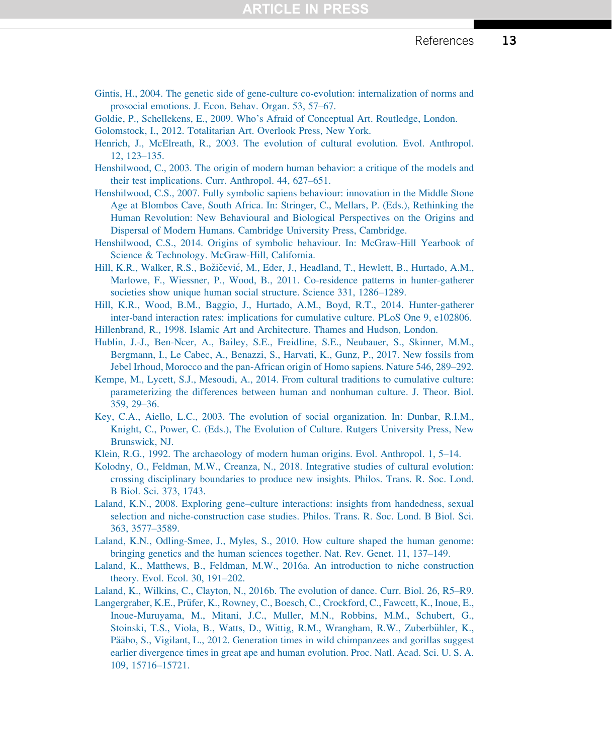Gintis, H., 2004. The genetic side of gene-culture co-evolution: internalization of norms and prosocial emotions. J. Econ. Behav. Organ. 53, 57–67.

Goldie, P., Schellekens, E., 2009. Who's Afraid of Conceptual Art. Routledge, London.

Golomstock, I., 2012. Totalitarian Art. Overlook Press, New York.

Henrich, J., McElreath, R., 2003. The evolution of cultural evolution. Evol. Anthropol. 12, 123–135.

Henshilwood, C., 2003. The origin of modern human behavior: a critique of the models and their test implications. Curr. Anthropol. 44, 627–651.

Henshilwood, C.S., 2007. Fully symbolic sapiens behaviour: innovation in the Middle Stone Age at Blombos Cave, South Africa. In: Stringer, C., Mellars, P. (Eds.), Rethinking the Human Revolution: New Behavioural and Biological Perspectives on the Origins and Dispersal of Modern Humans. Cambridge University Press, Cambridge.

Henshilwood, C.S., 2014. Origins of symbolic behaviour. In: McGraw-Hill Yearbook of Science & Technology. McGraw-Hill, California.

Hill, K.R., Walker, R.S., Božičević, M., Eder, J., Headland, T., Hewlett, B., Hurtado, A.M., Marlowe, F., Wiessner, P., Wood, B., 2011. Co-residence patterns in hunter-gatherer societies show unique human social structure. Science 331, 1286–1289.

Hill, K.R., Wood, B.M., Baggio, J., Hurtado, A.M., Boyd, R.T., 2014. Hunter-gatherer inter-band interaction rates: implications for cumulative culture. PLoS One 9, e102806.

Hillenbrand, R., 1998. Islamic Art and Architecture. Thames and Hudson, London.

Hublin, J.-J., Ben-Ncer, A., Bailey, S.E., Freidline, S.E., Neubauer, S., Skinner, M.M., Bergmann, I., Le Cabec, A., Benazzi, S., Harvati, K., Gunz, P., 2017. New fossils from Jebel Irhoud, Morocco and the pan-African origin of Homo sapiens. Nature 546, 289–292.

Kempe, M., Lycett, S.J., Mesoudi, A., 2014. From cultural traditions to cumulative culture: parameterizing the differences between human and nonhuman culture. J. Theor. Biol. 359, 29–36.

Key, C.A., Aiello, L.C., 2003. The evolution of social organization. In: Dunbar, R.I.M., Knight, C., Power, C. (Eds.), The Evolution of Culture. Rutgers University Press, New Brunswick, NJ.

Klein, R.G., 1992. The archaeology of modern human origins. Evol. Anthropol. 1, 5–14.

Kolodny, O., Feldman, M.W., Creanza, N., 2018. Integrative studies of cultural evolution: crossing disciplinary boundaries to produce new insights. Philos. Trans. R. Soc. Lond. B Biol. Sci. 373, 1743.

Laland, K.N., 2008. Exploring gene–culture interactions: insights from handedness, sexual selection and niche-construction case studies. Philos. Trans. R. Soc. Lond. B Biol. Sci. 363, 3577–3589.

Laland, K.N., Odling-Smee, J., Myles, S., 2010. How culture shaped the human genome: bringing genetics and the human sciences together. Nat. Rev. Genet. 11, 137–149.

Laland, K., Matthews, B., Feldman, M.W., 2016a. An introduction to niche construction theory. Evol. Ecol. 30, 191–202.

Laland, K., Wilkins, C., Clayton, N., 2016b. The evolution of dance. Curr. Biol. 26, R5–R9.

Langergraber, K.E., Prüfer, K., Rowney, C., Boesch, C., Crockford, C., Fawcett, K., Inoue, E., Inoue-Muruyama, M., Mitani, J.C., Muller, M.N., Robbins, M.M., Schubert, G., Stoinski, T.S., Viola, B., Watts, D., Wittig, R.M., Wrangham, R.W., Zuberbühler, K., Pääbo, S., Vigilant, L., 2012. Generation times in wild chimpanzees and gorillas suggest earlier divergence times in great ape and human evolution. Proc. Natl. Acad. Sci. U. S. A. 109, 15716–15721.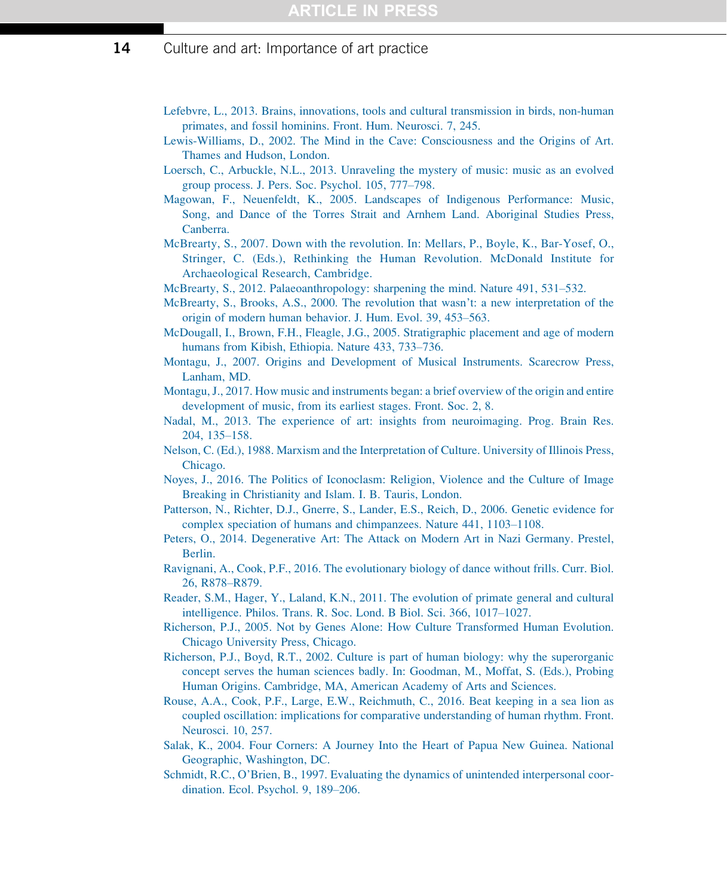Lefebvre, L., 2013. Brains, innovations, tools and cultural transmission in birds, non-human primates, and fossil hominins. Front. Hum. Neurosci. 7, 245.

Lewis-Williams, D., 2002. The Mind in the Cave: Consciousness and the Origins of Art. Thames and Hudson, London.

Loersch, C., Arbuckle, N.L., 2013. Unraveling the mystery of music: music as an evolved group process. J. Pers. Soc. Psychol. 105, 777–798.

Magowan, F., Neuenfeldt, K., 2005. Landscapes of Indigenous Performance: Music, Song, and Dance of the Torres Strait and Arnhem Land. Aboriginal Studies Press, Canberra.

McBrearty, S., 2007. Down with the revolution. In: Mellars, P., Boyle, K., Bar-Yosef, O., Stringer, C. (Eds.), Rethinking the Human Revolution. McDonald Institute for Archaeological Research, Cambridge.

McBrearty, S., 2012. Palaeoanthropology: sharpening the mind. Nature 491, 531–532.

McBrearty, S., Brooks, A.S., 2000. The revolution that wasn't: a new interpretation of the origin of modern human behavior. J. Hum. Evol. 39, 453–563.

McDougall, I., Brown, F.H., Fleagle, J.G., 2005. Stratigraphic placement and age of modern humans from Kibish, Ethiopia. Nature 433, 733–736.

Montagu, J., 2007. Origins and Development of Musical Instruments. Scarecrow Press, Lanham, MD.

Montagu, J., 2017. How music and instruments began: a brief overview of the origin and entire development of music, from its earliest stages. Front. Soc. 2, 8.

Nadal, M., 2013. The experience of art: insights from neuroimaging. Prog. Brain Res. 204, 135–158.

Nelson, C. (Ed.), 1988. Marxism and the Interpretation of Culture. University of Illinois Press, Chicago.

Noyes, J., 2016. The Politics of Iconoclasm: Religion, Violence and the Culture of Image Breaking in Christianity and Islam. I. B. Tauris, London.

Patterson, N., Richter, D.J., Gnerre, S., Lander, E.S., Reich, D., 2006. Genetic evidence for complex speciation of humans and chimpanzees. Nature 441, 1103–1108.

Peters, O., 2014. Degenerative Art: The Attack on Modern Art in Nazi Germany. Prestel, Berlin.

Ravignani, A., Cook, P.F., 2016. The evolutionary biology of dance without frills. Curr. Biol. 26, R878–R879.

Reader, S.M., Hager, Y., Laland, K.N., 2011. The evolution of primate general and cultural intelligence. Philos. Trans. R. Soc. Lond. B Biol. Sci. 366, 1017–1027.

Richerson, P.J., 2005. Not by Genes Alone: How Culture Transformed Human Evolution. Chicago University Press, Chicago.

Richerson, P.J., Boyd, R.T., 2002. Culture is part of human biology: why the superorganic concept serves the human sciences badly. In: Goodman, M., Moffat, S. (Eds.), Probing Human Origins. Cambridge, MA, American Academy of Arts and Sciences.

Rouse, A.A., Cook, P.F., Large, E.W., Reichmuth, C., 2016. Beat keeping in a sea lion as coupled oscillation: implications for comparative understanding of human rhythm. Front. Neurosci. 10, 257.

Salak, K., 2004. Four Corners: A Journey Into the Heart of Papua New Guinea. National Geographic, Washington, DC.

Schmidt, R.C., O'Brien, B., 1997. Evaluating the dynamics of unintended interpersonal coordination. Ecol. Psychol. 9, 189–206.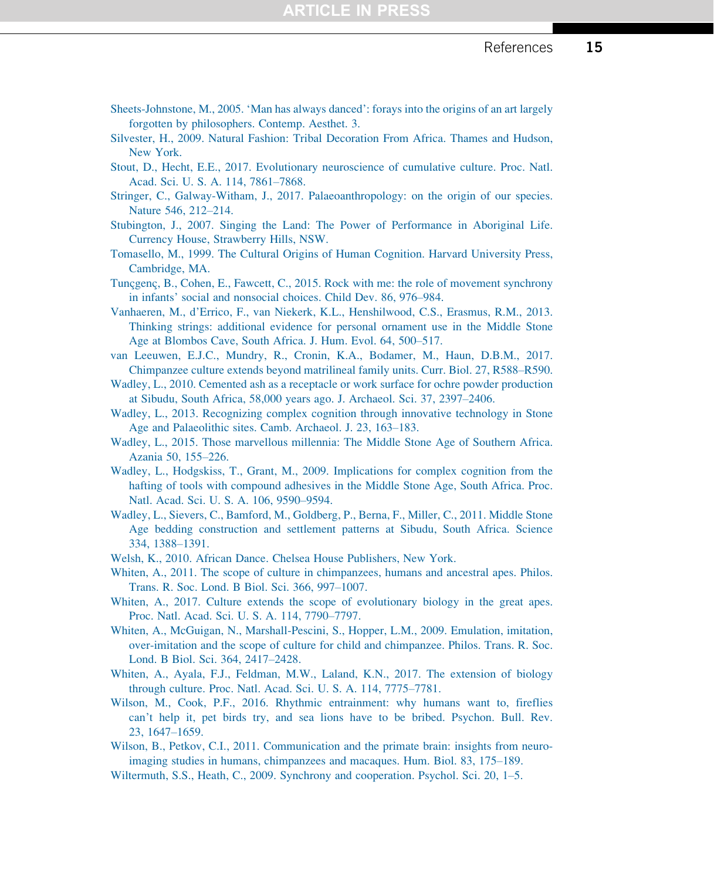Sheets-Johnstone, M., 2005. 'Man has always danced': forays into the origins of an art largely forgotten by philosophers. Contemp. Aesthet. 3.

Silvester, H., 2009. Natural Fashion: Tribal Decoration From Africa. Thames and Hudson, New York.

Stout, D., Hecht, E.E., 2017. Evolutionary neuroscience of cumulative culture. Proc. Natl. Acad. Sci. U. S. A. 114, 7861–7868.

Stringer, C., Galway-Witham, J., 2017. Palaeoanthropology: on the origin of our species. Nature 546, 212–214.

Stubington, J., 2007. Singing the Land: The Power of Performance in Aboriginal Life. Currency House, Strawberry Hills, NSW.

Tomasello, M., 1999. The Cultural Origins of Human Cognition. Harvard University Press, Cambridge, MA.

Tunçgenç, B., Cohen, E., Fawcett, C., 2015. Rock with me: the role of movement synchrony in infants' social and nonsocial choices. Child Dev. 86, 976–984.

Vanhaeren, M., d'Errico, F., van Niekerk, K.L., Henshilwood, C.S., Erasmus, R.M., 2013. Thinking strings: additional evidence for personal ornament use in the Middle Stone Age at Blombos Cave, South Africa. J. Hum. Evol. 64, 500–517.

van Leeuwen, E.J.C., Mundry, R., Cronin, K.A., Bodamer, M., Haun, D.B.M., 2017. Chimpanzee culture extends beyond matrilineal family units. Curr. Biol. 27, R588–R590.

Wadley, L., 2010. Cemented ash as a receptacle or work surface for ochre powder production at Sibudu, South Africa, 58,000 years ago. J. Archaeol. Sci. 37, 2397–2406.

Wadley, L., 2013. Recognizing complex cognition through innovative technology in Stone Age and Palaeolithic sites. Camb. Archaeol. J. 23, 163–183.

Wadley, L., 2015. Those marvellous millennia: The Middle Stone Age of Southern Africa. Azania 50, 155–226.

Wadley, L., Hodgskiss, T., Grant, M., 2009. Implications for complex cognition from the hafting of tools with compound adhesives in the Middle Stone Age, South Africa. Proc. Natl. Acad. Sci. U. S. A. 106, 9590–9594.

Wadley, L., Sievers, C., Bamford, M., Goldberg, P., Berna, F., Miller, C., 2011. Middle Stone Age bedding construction and settlement patterns at Sibudu, South Africa. Science 334, 1388–1391.

Welsh, K., 2010. African Dance. Chelsea House Publishers, New York.

Whiten, A., 2011. The scope of culture in chimpanzees, humans and ancestral apes. Philos. Trans. R. Soc. Lond. B Biol. Sci. 366, 997–1007.

Whiten, A., 2017. Culture extends the scope of evolutionary biology in the great apes. Proc. Natl. Acad. Sci. U. S. A. 114, 7790–7797.

Whiten, A., McGuigan, N., Marshall-Pescini, S., Hopper, L.M., 2009. Emulation, imitation, over-imitation and the scope of culture for child and chimpanzee. Philos. Trans. R. Soc. Lond. B Biol. Sci. 364, 2417–2428.

Whiten, A., Ayala, F.J., Feldman, M.W., Laland, K.N., 2017. The extension of biology through culture. Proc. Natl. Acad. Sci. U. S. A. 114, 7775–7781.

Wilson, M., Cook, P.F., 2016. Rhythmic entrainment: why humans want to, fireflies can't help it, pet birds try, and sea lions have to be bribed. Psychon. Bull. Rev. 23, 1647–1659.

Wilson, B., Petkov, C.I., 2011. Communication and the primate brain: insights from neuroimaging studies in humans, chimpanzees and macaques. Hum. Biol. 83, 175–189.

Wiltermuth, S.S., Heath, C., 2009. Synchrony and cooperation. Psychol. Sci. 20, 1–5.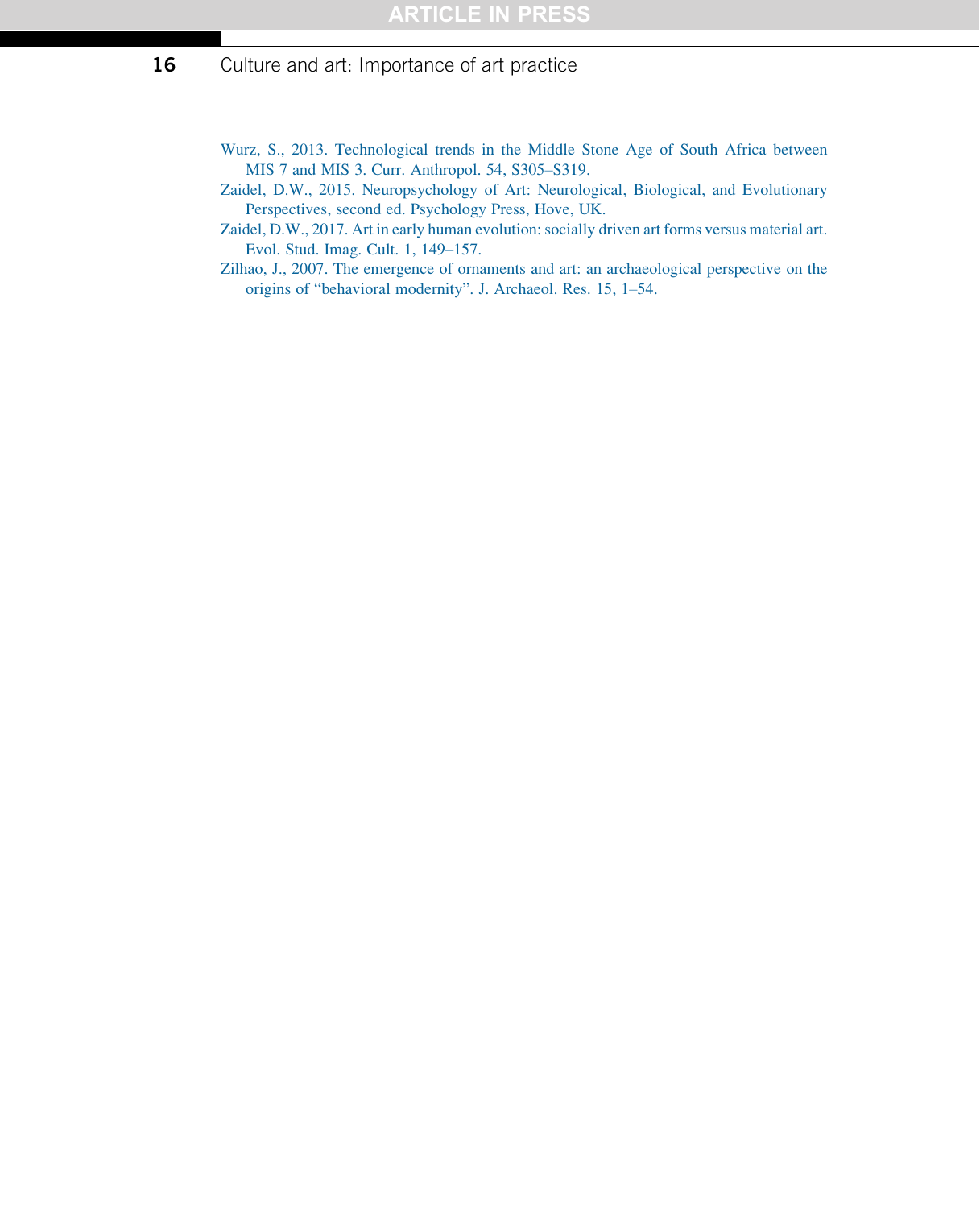Wurz, S., 2013. Technological trends in the Middle Stone Age of South Africa between MIS 7 and MIS 3. Curr. Anthropol. 54, S305–S319.

Zaidel, D.W., 2015. Neuropsychology of Art: Neurological, Biological, and Evolutionary Perspectives, second ed. Psychology Press, Hove, UK.

Zaidel, D.W., 2017. Art in early human evolution: socially driven art forms versus material art. Evol. Stud. Imag. Cult. 1, 149–157.

Zilhao, J., 2007. The emergence of ornaments and art: an archaeological perspective on the origins of "behavioral modernity". J. Archaeol. Res. 15, 1–54.